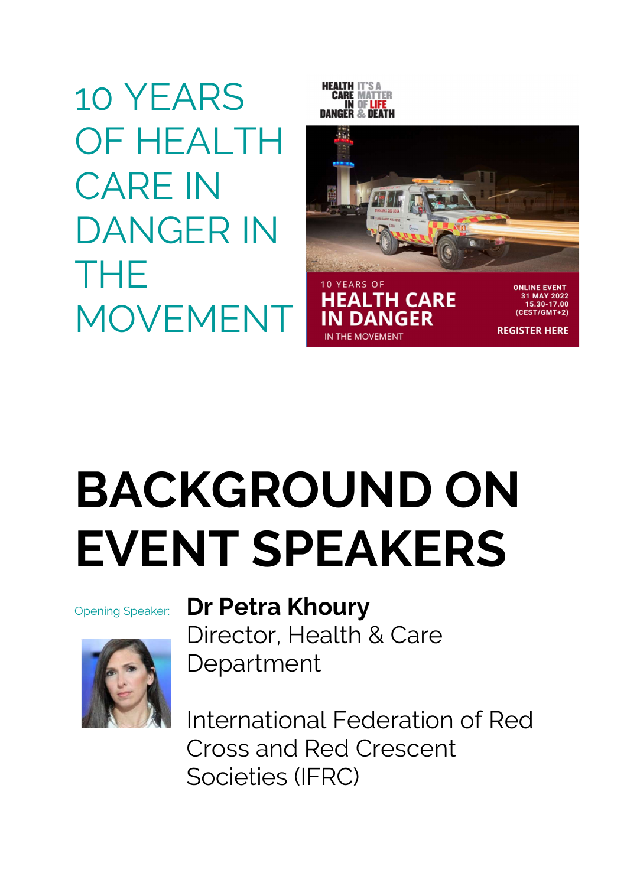# 10 YEARS OF HEALTH CARE IN DANGER IN THE MOVEMENT

# BACKGROUND ON EVENT SPEAKERS

Opening Speaker:

**Dr Petra Khoury**
Director, Health & Care Department

International Federation of Red Cross and Red Crescent Societies (IFRC)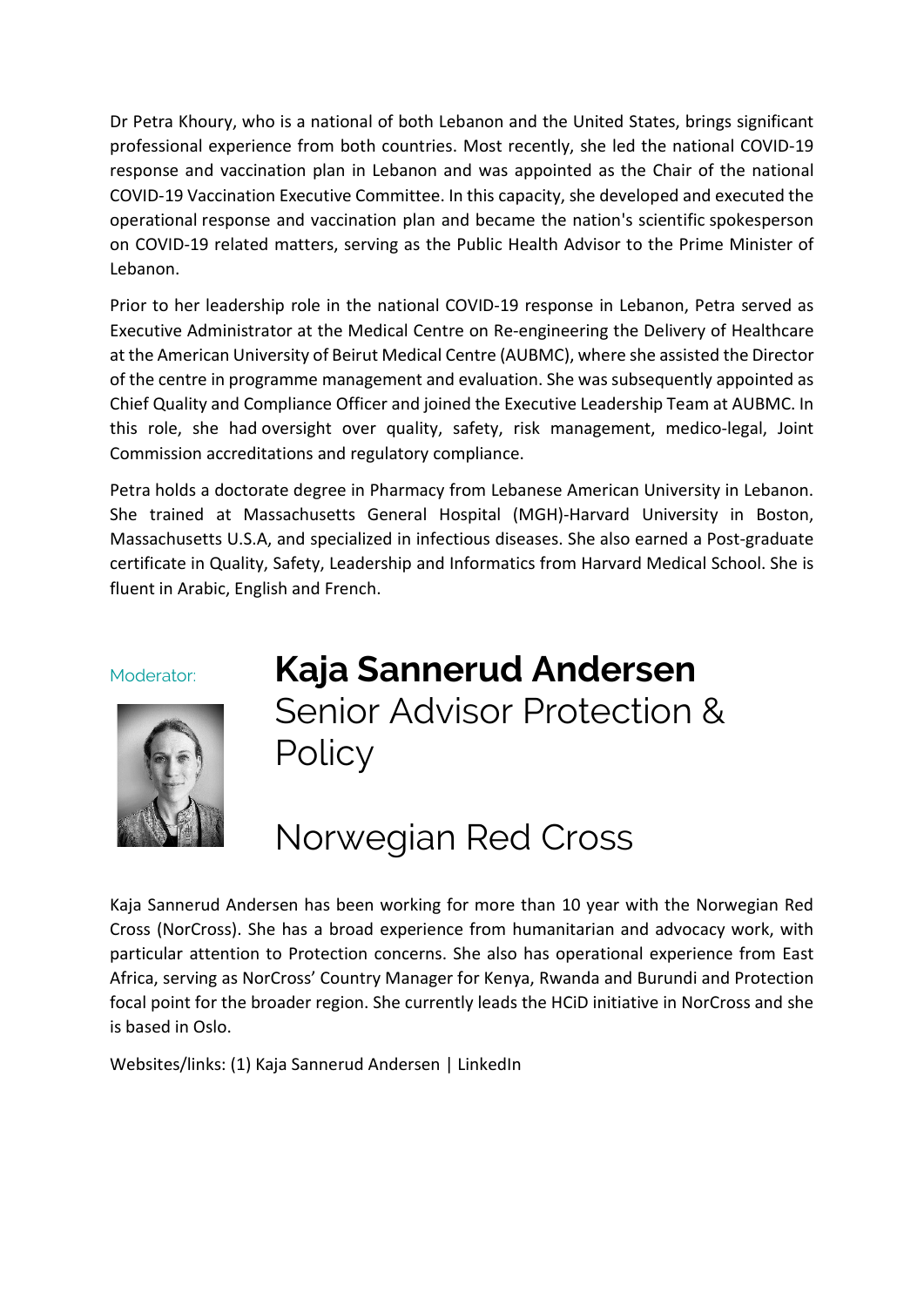Dr Petra Khoury, who is a national of both Lebanon and the United States, brings significant professional experience from both countries. Most recently, she led the national COVID-19 response and vaccination plan in Lebanon and was appointed as the Chair of the national COVID-19 Vaccination Executive Committee. In this capacity, she developed and executed the operational response and vaccination plan and became the nation's scientific spokesperson on COVID-19 related matters, serving as the Public Health Advisor to the Prime Minister of Lebanon.

Prior to her leadership role in the national COVID-19 response in Lebanon, Petra served as Executive Administrator at the Medical Centre on Re-engineering the Delivery of Healthcare at the American University of Beirut Medical Centre (AUBMC), where she assisted the Director of the centre in programme management and evaluation. She was subsequently appointed as Chief Quality and Compliance Officer and joined the Executive Leadership Team at AUBMC. In this role, she had oversight over quality, safety, risk management, medico-legal, Joint Commission accreditations and regulatory compliance.

Petra holds a doctorate degree in Pharmacy from Lebanese American University in Lebanon. She trained at Massachusetts General Hospital (MGH)-Harvard University in Boston, Massachusetts U.S.A, and specialized in infectious diseases. She also earned a Post-graduate certificate in Quality, Safety, Leadership and Informatics from Harvard Medical School. She is fluent in Arabic, English and French.

Moderator:

## Kaja Sannerud Andersen

Senior Advisor Protection & Policy

Norwegian Red Cross

Kaja Sannerud Andersen has been working for more than 10 year with the Norwegian Red Cross (NorCross). She has a broad experience from humanitarian and advocacy work, with particular attention to Protection concerns. She also has operational experience from East Africa, serving as NorCross' Country Manager for Kenya, Rwanda and Burundi and Protection focal point for the broader region. She currently leads the HCiD initiative in NorCross and she is based in Oslo.

Websites/links: (1) Kaja Sannerud Andersen | LinkedIn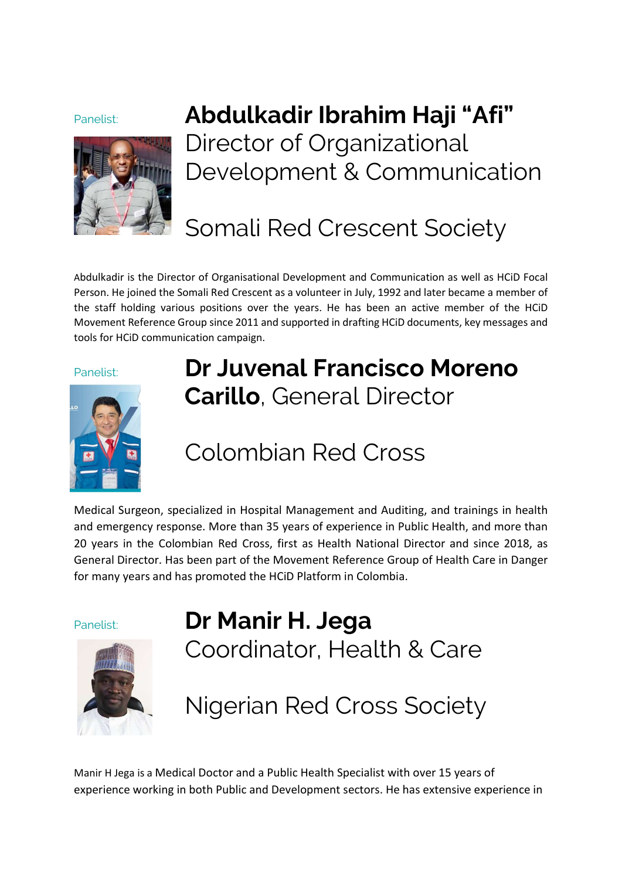Panelist:

## **Abdulkadir Ibrahim Haji "Afi"**

Director of Organizational Development & Communication

Somali Red Crescent Society

Abdulkadir is the Director of Organisational Development and Communication as well as HCiD Focal Person. He joined the Somali Red Crescent as a volunteer in July, 1992 and later became a member of the staff holding various positions over the years. He has been an active member of the HCiD Movement Reference Group since 2011 and supported in drafting HCiD documents, key messages and tools for HCiD communication campaign.

Panelist:

## **Dr Juvenal Francisco Moreno Carillo**, General Director

Colombian Red Cross

Medical Surgeon, specialized in Hospital Management and Auditing, and trainings in health and emergency response. More than 35 years of experience in Public Health, and more than 20 years in the Colombian Red Cross, first as Health National Director and since 2018, as General Director. Has been part of the Movement Reference Group of Health Care in Danger for many years and has promoted the HCiD Platform in Colombia.

Panelist:

## **Dr Manir H. Jega**

Coordinator, Health & Care

Nigerian Red Cross Society

Manir H Jega is a Medical Doctor and a Public Health Specialist with over 15 years of experience working in both Public and Development sectors. He has extensive experience in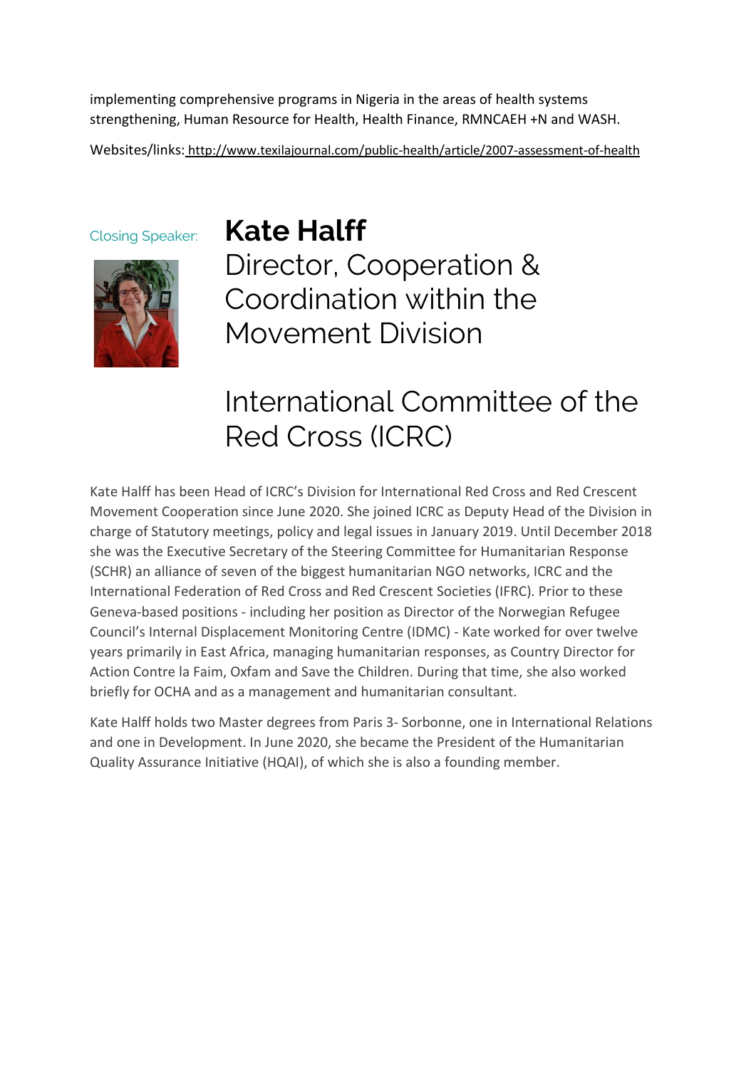implementing comprehensive programs in Nigeria in the areas of health systems strengthening, Human Resource for Health, Health Finance, RMNCAEH +N and WASH.

Websites/links: http://www.texilajournal.com/public-health/article/2007-assessment-of-health

Closing Speaker:

## Kate Halff

Director, Cooperation & Coordination within the Movement Division

International Committee of the Red Cross (ICRC)

Kate Halff has been Head of ICRC's Division for International Red Cross and Red Crescent Movement Cooperation since June 2020. She joined ICRC as Deputy Head of the Division in charge of Statutory meetings, policy and legal issues in January 2019. Until December 2018 she was the Executive Secretary of the Steering Committee for Humanitarian Response (SCHR) an alliance of seven of the biggest humanitarian NGO networks, ICRC and the International Federation of Red Cross and Red Crescent Societies (IFRC). Prior to these Geneva-based positions - including her position as Director of the Norwegian Refugee Council's Internal Displacement Monitoring Centre (IDMC) - Kate worked for over twelve years primarily in East Africa, managing humanitarian responses, as Country Director for Action Contre la Faim, Oxfam and Save the Children. During that time, she also worked briefly for OCHA and as a management and humanitarian consultant.

Kate Halff holds two Master degrees from Paris 3- Sorbonne, one in International Relations and one in Development. In June 2020, she became the President of the Humanitarian Quality Assurance Initiative (HQAI), of which she is also a founding member.